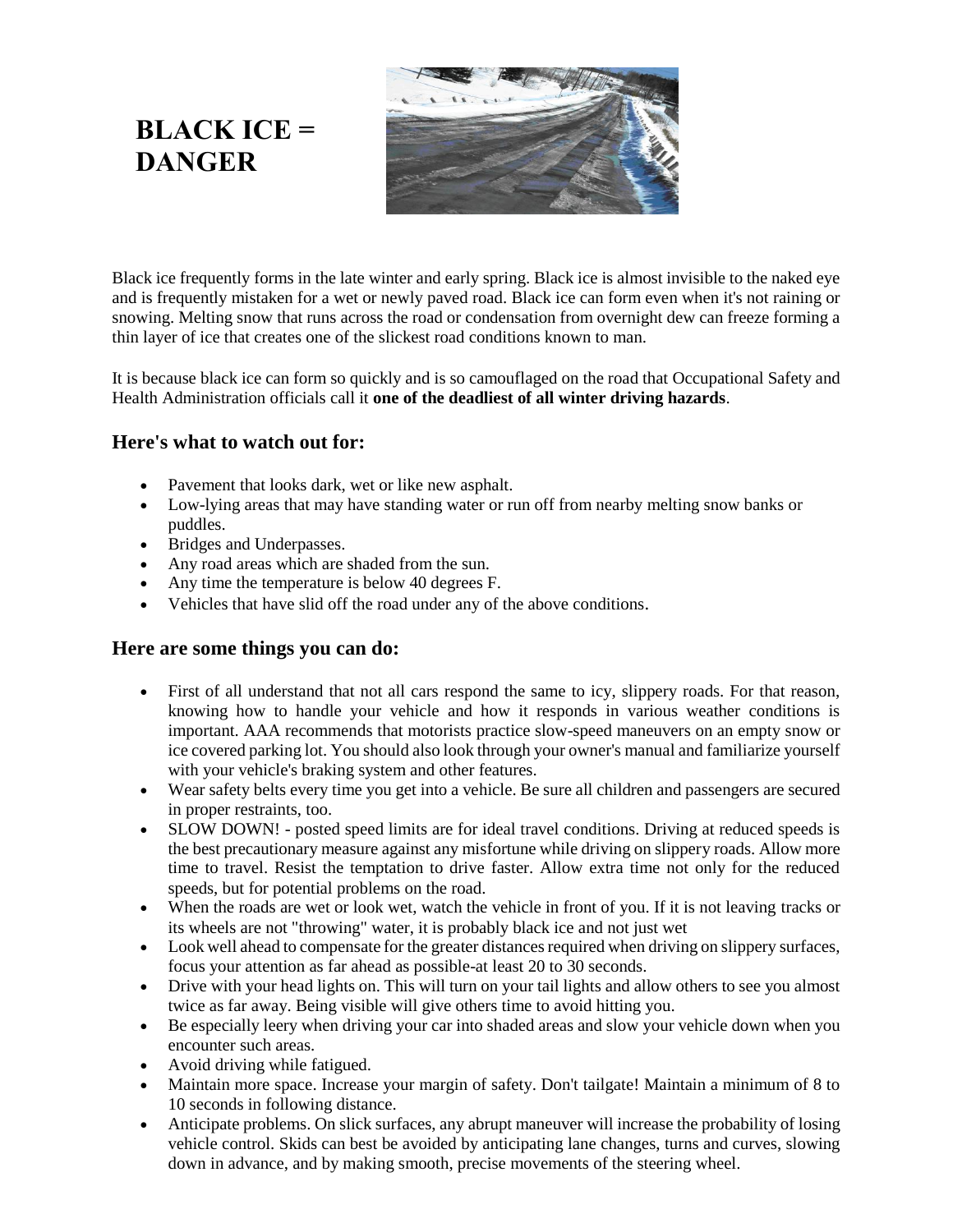# BLACK ICE = DANGER

Black ice frequently forms in the late winter and early spring. Black ice is almost invisible to the naked eye and is frequently mistaken for a wet or newly paved road. Black ice can form even when it's not raining or snowing. Melting snow that runs across the road or condensation from overnight dew can freeze forming a thin layer of ice that creates one of the slickest road conditions known to man.

It is because black ice can form so quickly and is so camouflaged on the road that Occupational Safety and Health Administration officials call it **one of the deadliest of all winter driving hazards**.

## Here's what to watch out for:

- Pavement that looks dark, wet or like new asphalt.
- Low-lying areas that may have standing water or run off from nearby melting snow banks or puddles.
- Bridges and Underpasses.
- Any road areas which are shaded from the sun.
- Any time the temperature is below 40 degrees F.
- Vehicles that have slid off the road under any of the above conditions.

## Here are some things you can do:

- First of all understand that not all cars respond the same to icy, slippery roads. For that reason, knowing how to handle your vehicle and how it responds in various weather conditions is important. AAA recommends that motorists practice slow-speed maneuvers on an empty snow or ice covered parking lot. You should also look through your owner's manual and familiarize yourself with your vehicle's braking system and other features.
- Wear safety belts every time you get into a vehicle. Be sure all children and passengers are secured in proper restraints, too.
- SLOW DOWN! - posted speed limits are for ideal travel conditions. Driving at reduced speeds is the best precautionary measure against any misfortune while driving on slippery roads. Allow more time to travel. Resist the temptation to drive faster. Allow extra time not only for the reduced speeds, but for potential problems on the road.
- When the roads are wet or look wet, watch the vehicle in front of you. If it is not leaving tracks or its wheels are not "throwing" water, it is probably black ice and not just wet
- Look well ahead to compensate for the greater distances required when driving on slippery surfaces, focus your attention as far ahead as possible-at least 20 to 30 seconds.
- Drive with your head lights on. This will turn on your tail lights and allow others to see you almost twice as far away. Being visible will give others time to avoid hitting you.
- Be especially leery when driving your car into shaded areas and slow your vehicle down when you encounter such areas.
- Avoid driving while fatigued.
- Maintain more space. Increase your margin of safety. Don't tailgate! Maintain a minimum of 8 to 10 seconds in following distance.
- Anticipate problems. On slick surfaces, any abrupt maneuver will increase the probability of losing vehicle control. Skids can best be avoided by anticipating lane changes, turns and curves, slowing down in advance, and by making smooth, precise movements of the steering wheel.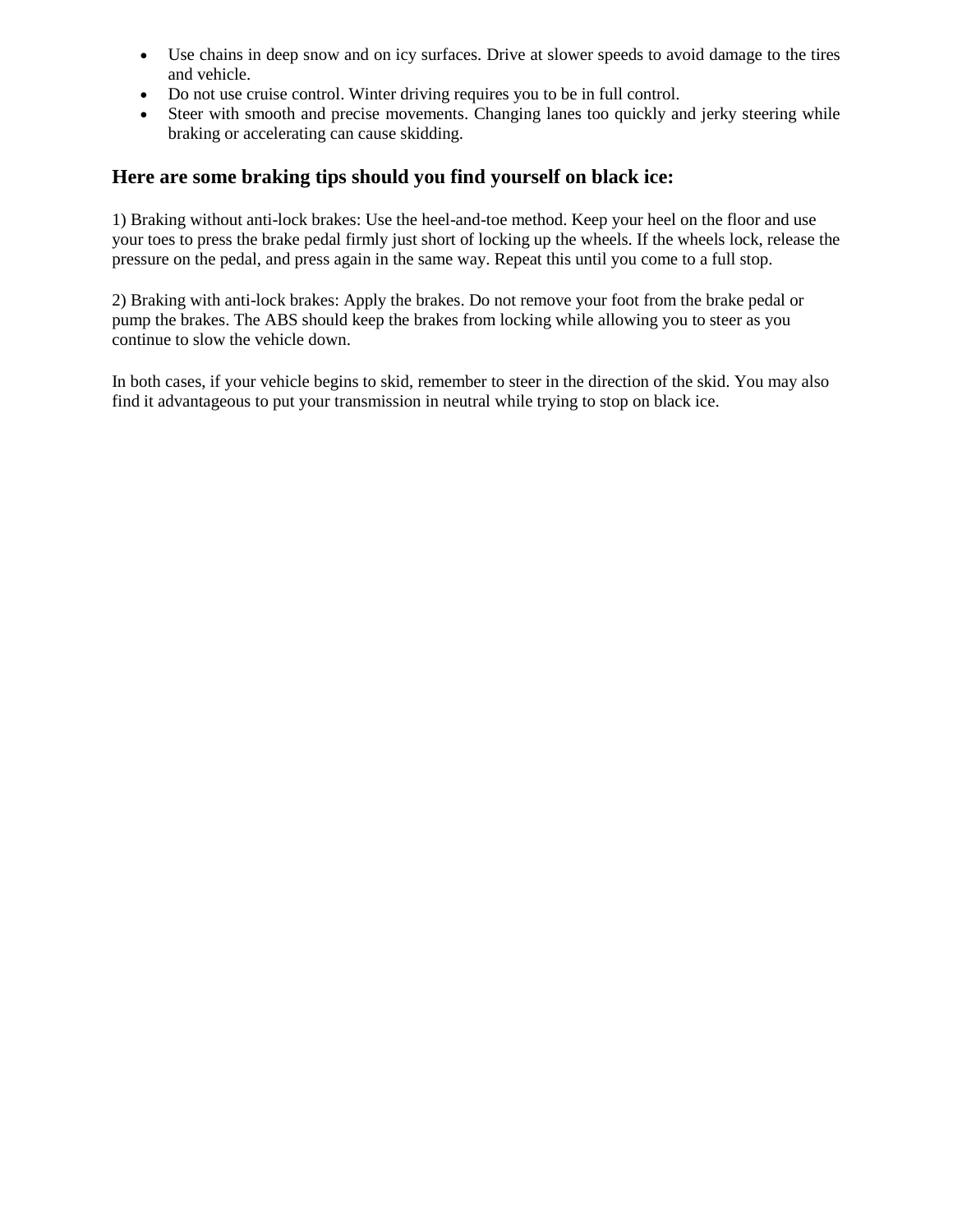- Use chains in deep snow and on icy surfaces. Drive at slower speeds to avoid damage to the tires and vehicle.
- Do not use cruise control. Winter driving requires you to be in full control.
- Steer with smooth and precise movements. Changing lanes too quickly and jerky steering while braking or accelerating can cause skidding.

## Here are some braking tips should you find yourself on black ice:

1) Braking without anti-lock brakes: Use the heel-and-toe method. Keep your heel on the floor and use your toes to press the brake pedal firmly just short of locking up the wheels. If the wheels lock, release the pressure on the pedal, and press again in the same way. Repeat this until you come to a full stop.

2) Braking with anti-lock brakes: Apply the brakes. Do not remove your foot from the brake pedal or pump the brakes. The ABS should keep the brakes from locking while allowing you to steer as you continue to slow the vehicle down.

In both cases, if your vehicle begins to skid, remember to steer in the direction of the skid. You may also find it advantageous to put your transmission in neutral while trying to stop on black ice.